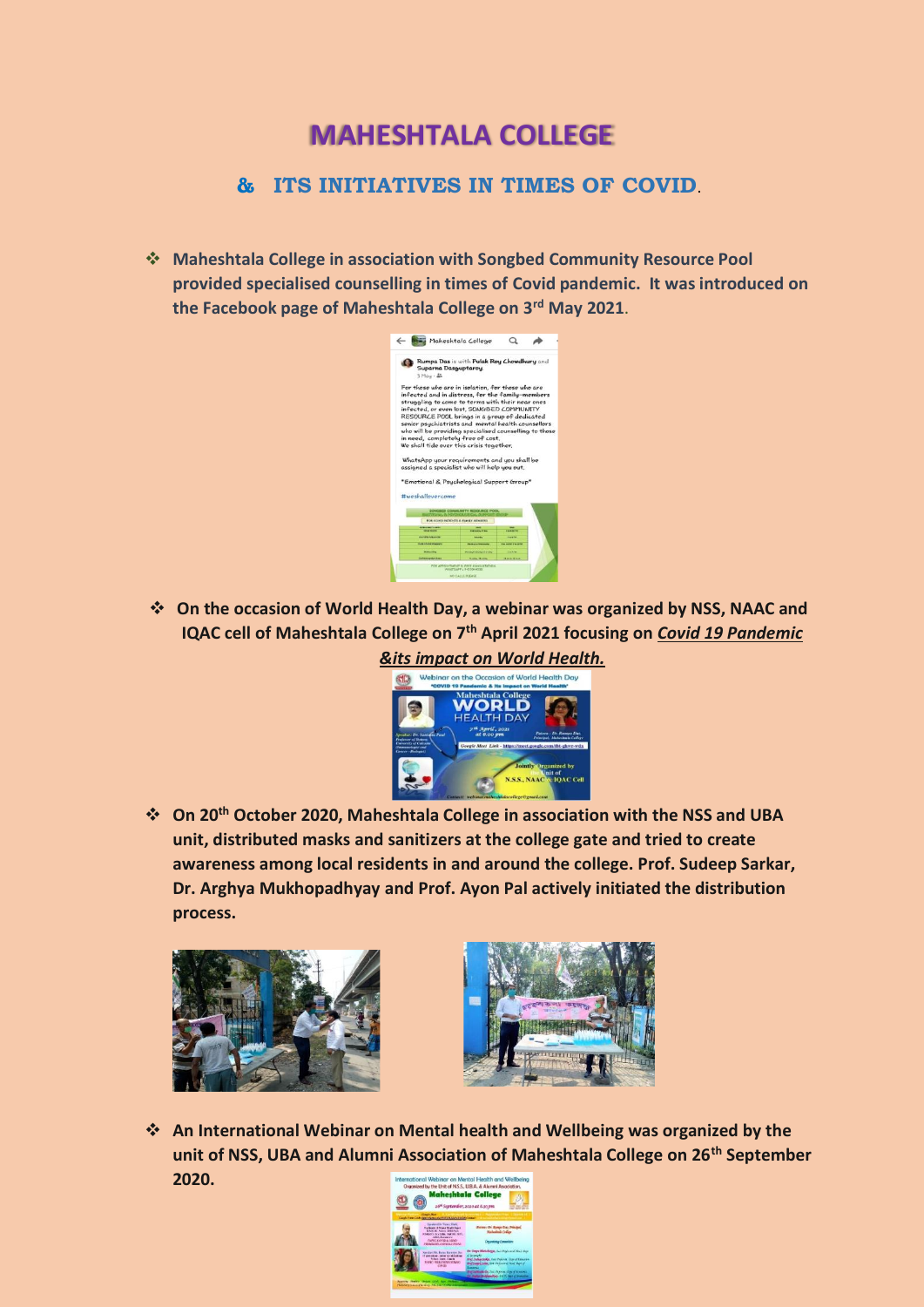# MAHESHTALA COLLEGE

## & ITS INITIATIVES IN TIMES OF COVID.

- **Maheshtala College in association with Songbed Community Resource Pool provided specialised counselling in times of Covid pandemic. It was introduced on the Facebook page of Maheshtala College on 3rd May 2021.**

- **On the occasion of World Health Day, a webinar was organized by NSS, NAAC and IQAC cell of Maheshtala College on 7th April 2021 focusing on *Covid 19 Pandemic &its impact on World Health.***

- **On 20th October 2020, Maheshtala College in association with the NSS and UBA unit, distributed masks and sanitizers at the college gate and tried to create awareness among local residents in and around the college. Prof. Sudeep Sarkar, Dr. Arghya Mukhopadhyay and Prof. Ayon Pal actively initiated the distribution process.**

- **An International Webinar on Mental health and Wellbeing was organized by the unit of NSS, UBA and Alumni Association of Maheshtala College on 26th September 2020.**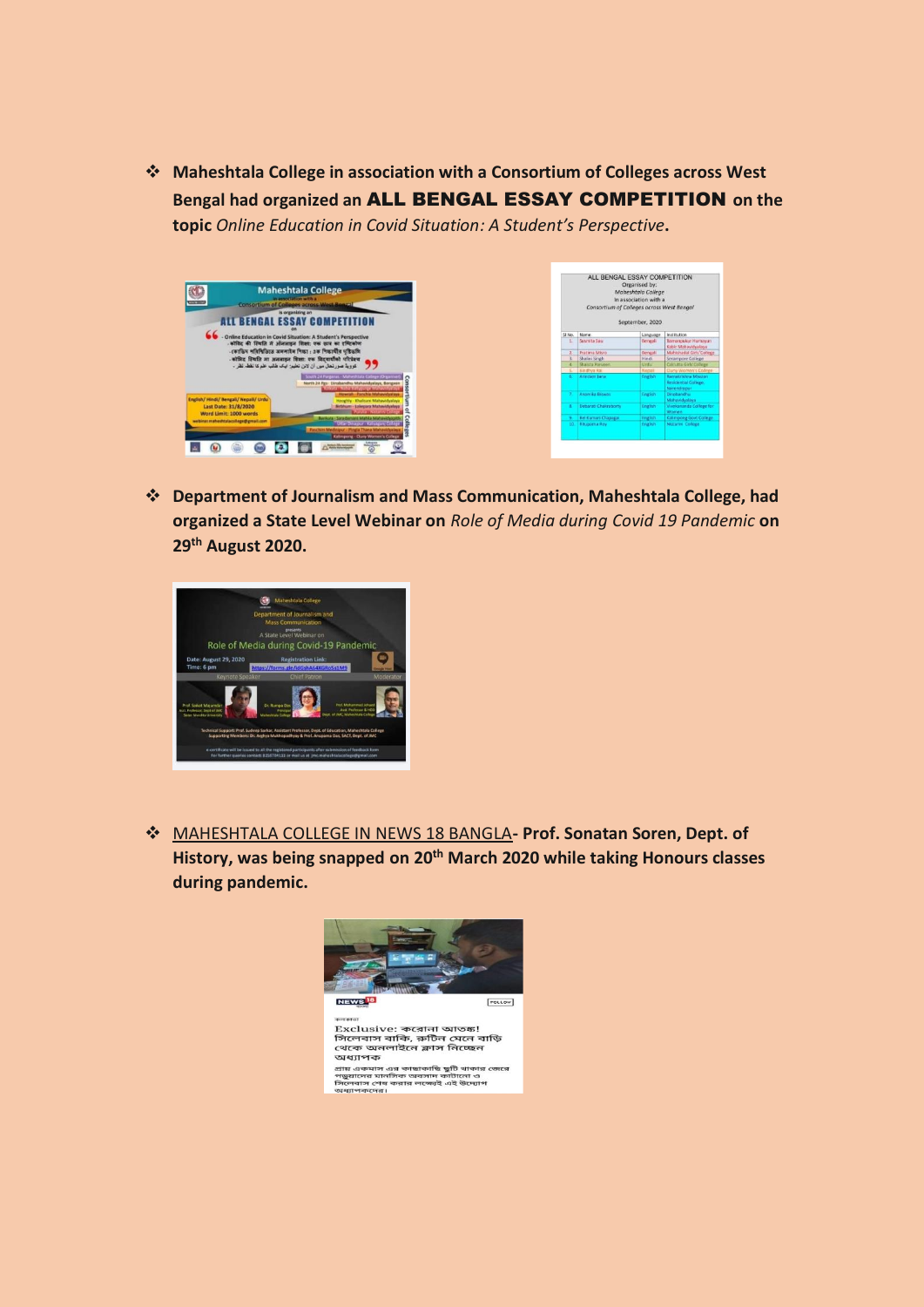- **Maheshtala College in association with a Consortium of Colleges across West Bengal had organized an ALL BENGAL ESSAY COMPETITION on the topic** *Online Education in Covid Situation: A Student's Perspective*.

- **Department of Journalism and Mass Communication, Maheshtala College, had organized a State Level Webinar on** *Role of Media during Covid 19 Pandemic* **on 29th August 2020.**

- MAHESHTALA COLLEGE IN NEWS 18 BANGLA- **Prof. Sonatan Soren, Dept. of History, was being snapped on 20th March 2020 while taking Honours classes during pandemic.**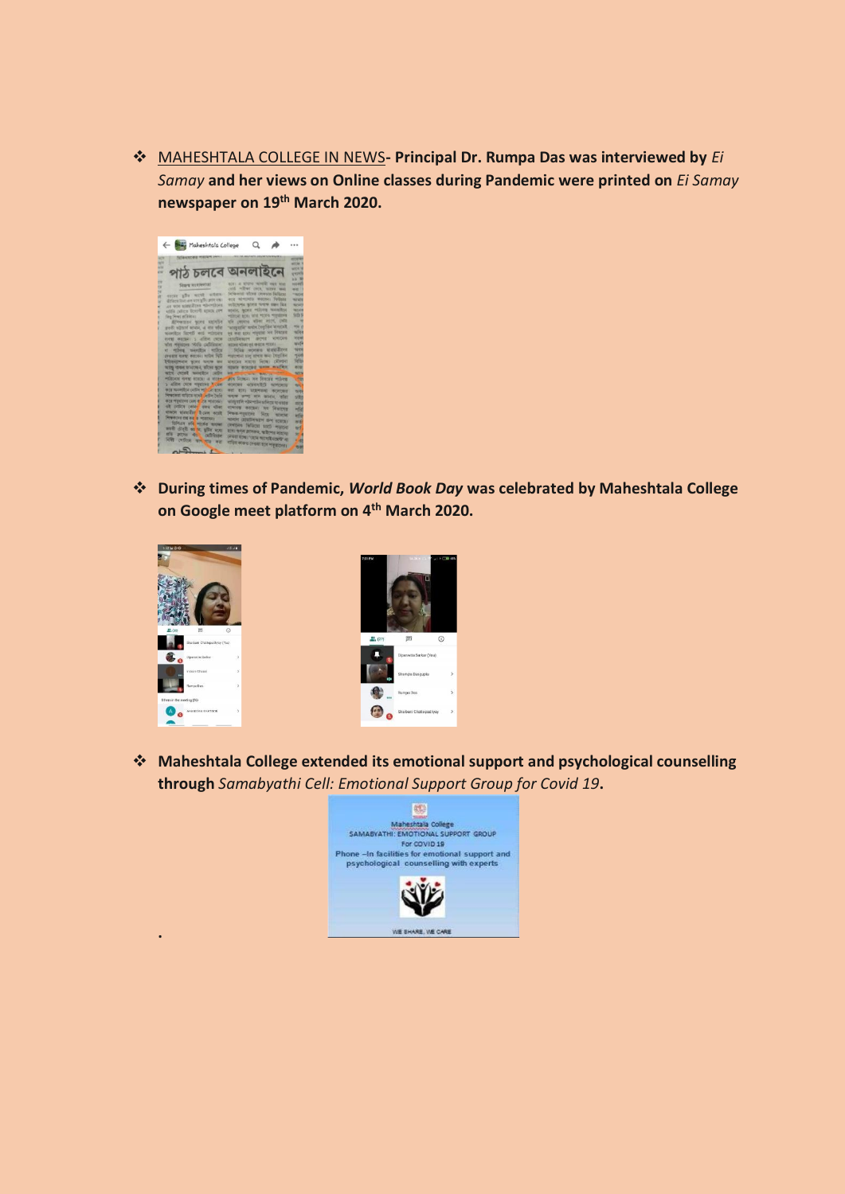- MAHESHTALA COLLEGE IN NEWS- **Principal Dr. Rumpa Das was interviewed by** *Ei Samay* **and her views on Online classes during Pandemic were printed on** *Ei Samay* **newspaper on 19th March 2020.**

- **During times of Pandemic,** ***World Book Day*** **was celebrated by Maheshtala College on Google meet platform on 4th March 2020.**

- **Maheshtala College extended its emotional support and psychological counselling through** *Samabyathi Cell: Emotional Support Group for Covid 19*.